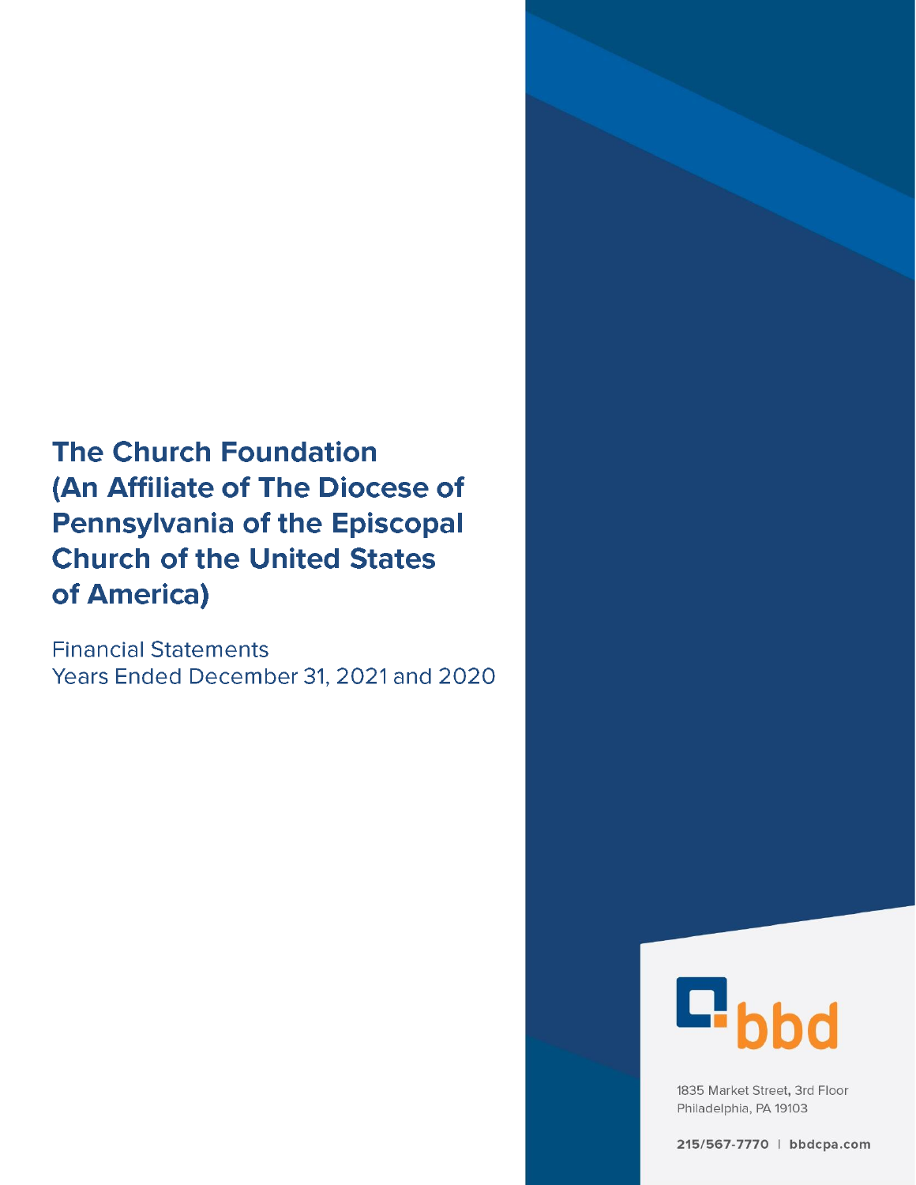# The Church Foundation (An Affiliate of The Diocese of Pennsylvania of the Episcopal Church of the United States of America)

Financial Statements
Years Ended December 31, 2021 and 2020

bbd

1835 Market Street, 3rd Floor
Philadelphia, PA 19103

215/567-7770 | bbdcpa.com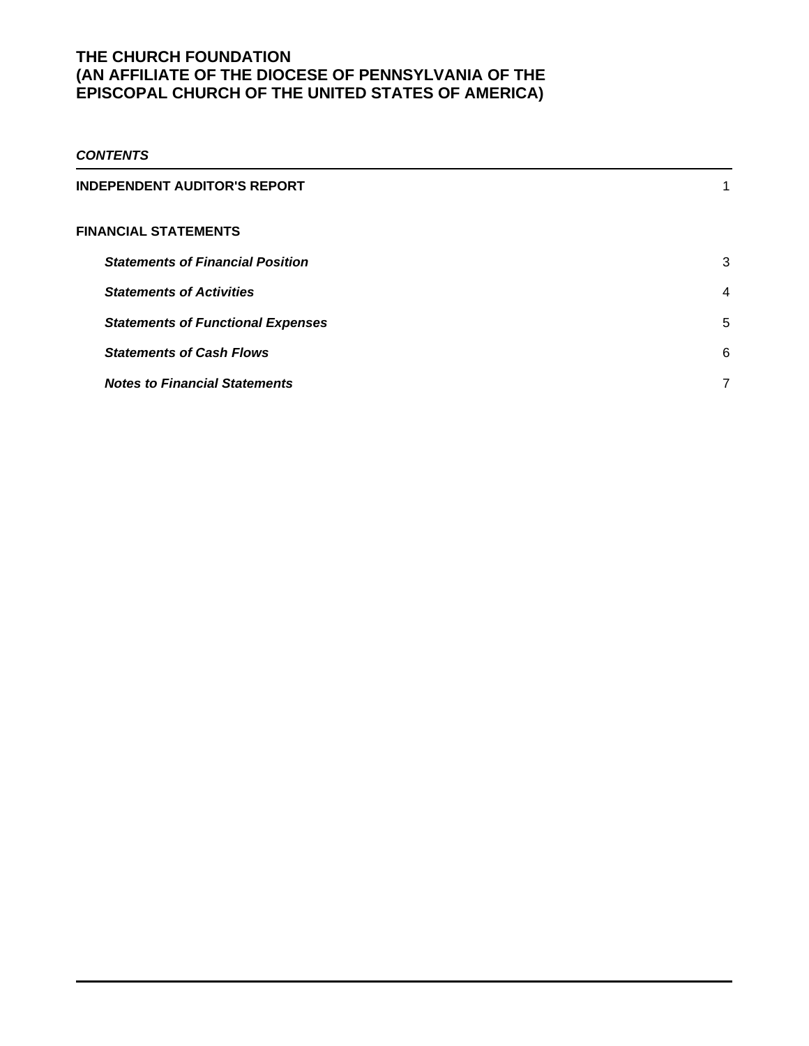# THE CHURCH FOUNDATION
# (AN AFFILIATE OF THE DIOCESE OF PENNSYLVANIA OF THE EPISCOPAL CHURCH OF THE UNITED STATES OF AMERICA)

***CONTENTS***

| | |
|---|---|
| **INDEPENDENT AUDITOR'S REPORT** | 1 |
| **FINANCIAL STATEMENTS** | |
| ***Statements of Financial Position*** | 3 |
| ***Statements of Activities*** | 4 |
| ***Statements of Functional Expenses*** | 5 |
| ***Statements of Cash Flows*** | 6 |
| ***Notes to Financial Statements*** | 7 |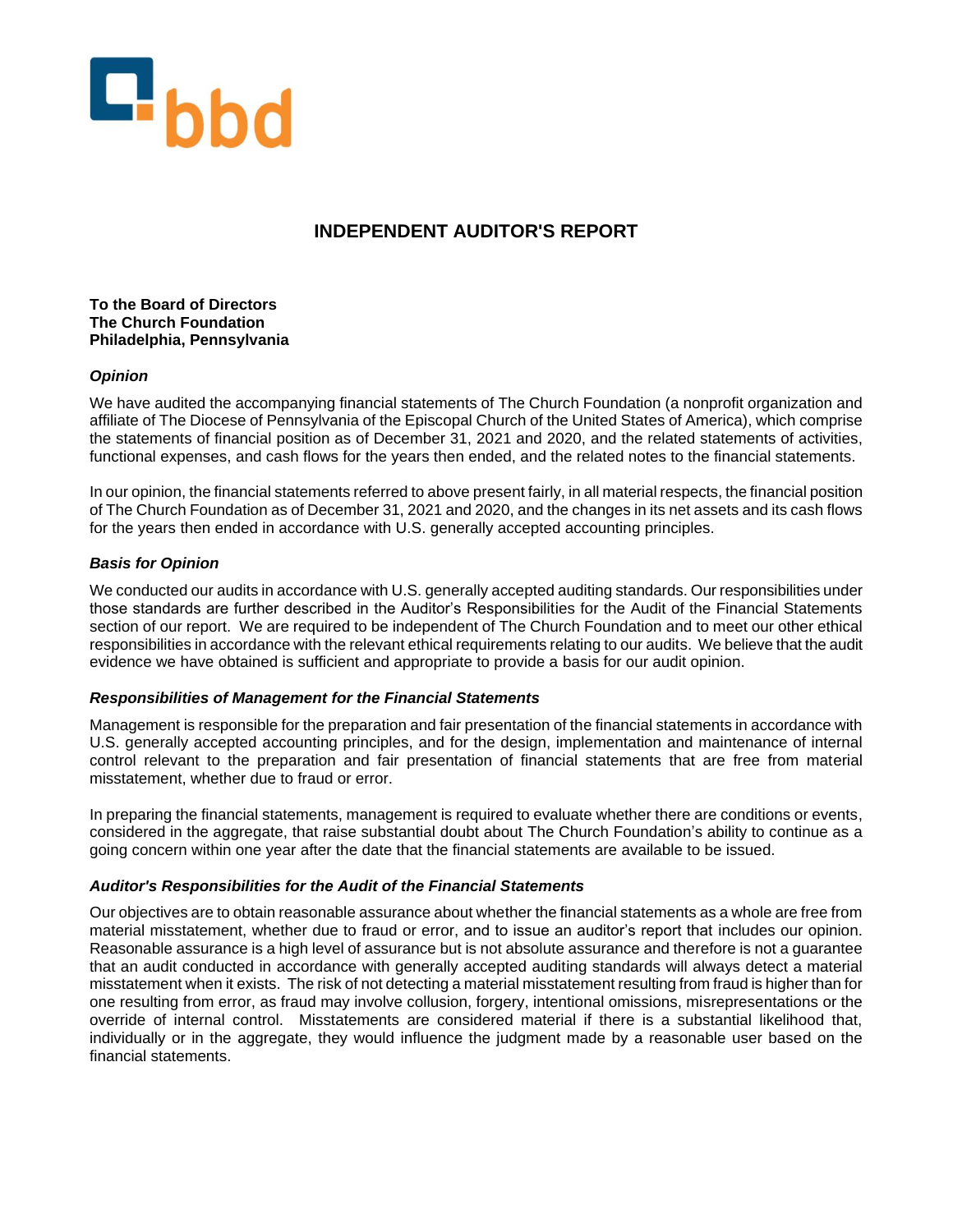bbd

# INDEPENDENT AUDITOR'S REPORT

**To the Board of Directors**
**The Church Foundation**
**Philadelphia, Pennsylvania**

### *Opinion*

We have audited the accompanying financial statements of The Church Foundation (a nonprofit organization and affiliate of The Diocese of Pennsylvania of the Episcopal Church of the United States of America), which comprise the statements of financial position as of December 31, 2021 and 2020, and the related statements of activities, functional expenses, and cash flows for the years then ended, and the related notes to the financial statements.

In our opinion, the financial statements referred to above present fairly, in all material respects, the financial position of The Church Foundation as of December 31, 2021 and 2020, and the changes in its net assets and its cash flows for the years then ended in accordance with U.S. generally accepted accounting principles.

### *Basis for Opinion*

We conducted our audits in accordance with U.S. generally accepted auditing standards. Our responsibilities under those standards are further described in the Auditor's Responsibilities for the Audit of the Financial Statements section of our report. We are required to be independent of The Church Foundation and to meet our other ethical responsibilities in accordance with the relevant ethical requirements relating to our audits. We believe that the audit evidence we have obtained is sufficient and appropriate to provide a basis for our audit opinion.

### *Responsibilities of Management for the Financial Statements*

Management is responsible for the preparation and fair presentation of the financial statements in accordance with U.S. generally accepted accounting principles, and for the design, implementation and maintenance of internal control relevant to the preparation and fair presentation of financial statements that are free from material misstatement, whether due to fraud or error.

In preparing the financial statements, management is required to evaluate whether there are conditions or events, considered in the aggregate, that raise substantial doubt about The Church Foundation's ability to continue as a going concern within one year after the date that the financial statements are available to be issued.

### *Auditor's Responsibilities for the Audit of the Financial Statements*

Our objectives are to obtain reasonable assurance about whether the financial statements as a whole are free from material misstatement, whether due to fraud or error, and to issue an auditor's report that includes our opinion. Reasonable assurance is a high level of assurance but is not absolute assurance and therefore is not a guarantee that an audit conducted in accordance with generally accepted auditing standards will always detect a material misstatement when it exists. The risk of not detecting a material misstatement resulting from fraud is higher than for one resulting from error, as fraud may involve collusion, forgery, intentional omissions, misrepresentations or the override of internal control. Misstatements are considered material if there is a substantial likelihood that, individually or in the aggregate, they would influence the judgment made by a reasonable user based on the financial statements.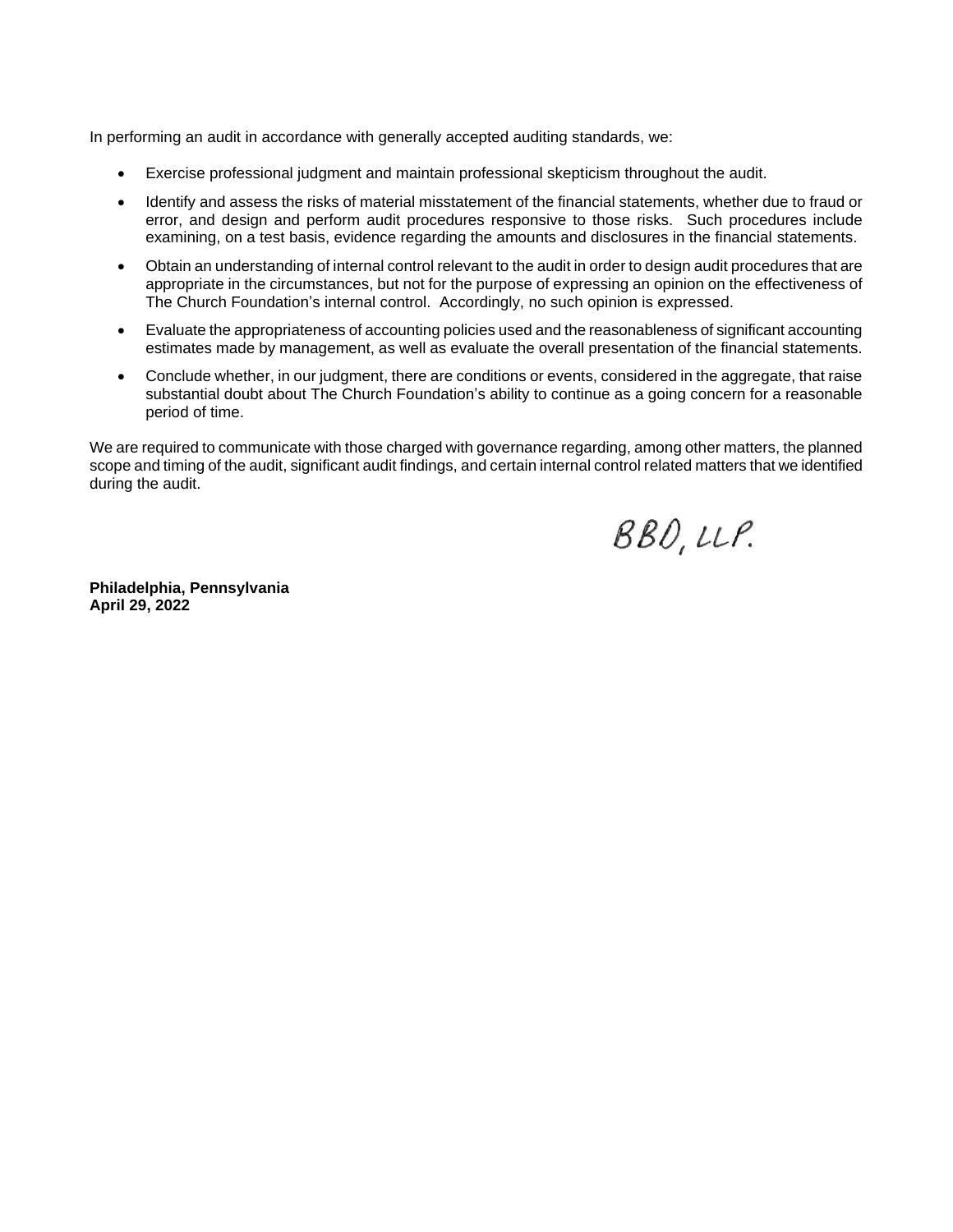In performing an audit in accordance with generally accepted auditing standards, we:

- Exercise professional judgment and maintain professional skepticism throughout the audit.
- Identify and assess the risks of material misstatement of the financial statements, whether due to fraud or error, and design and perform audit procedures responsive to those risks. Such procedures include examining, on a test basis, evidence regarding the amounts and disclosures in the financial statements.
- Obtain an understanding of internal control relevant to the audit in order to design audit procedures that are appropriate in the circumstances, but not for the purpose of expressing an opinion on the effectiveness of The Church Foundation's internal control. Accordingly, no such opinion is expressed.
- Evaluate the appropriateness of accounting policies used and the reasonableness of significant accounting estimates made by management, as well as evaluate the overall presentation of the financial statements.
- Conclude whether, in our judgment, there are conditions or events, considered in the aggregate, that raise substantial doubt about The Church Foundation's ability to continue as a going concern for a reasonable period of time.

We are required to communicate with those charged with governance regarding, among other matters, the planned scope and timing of the audit, significant audit findings, and certain internal control related matters that we identified during the audit.

BDO, LLP.

**Philadelphia, Pennsylvania**
**April 29, 2022**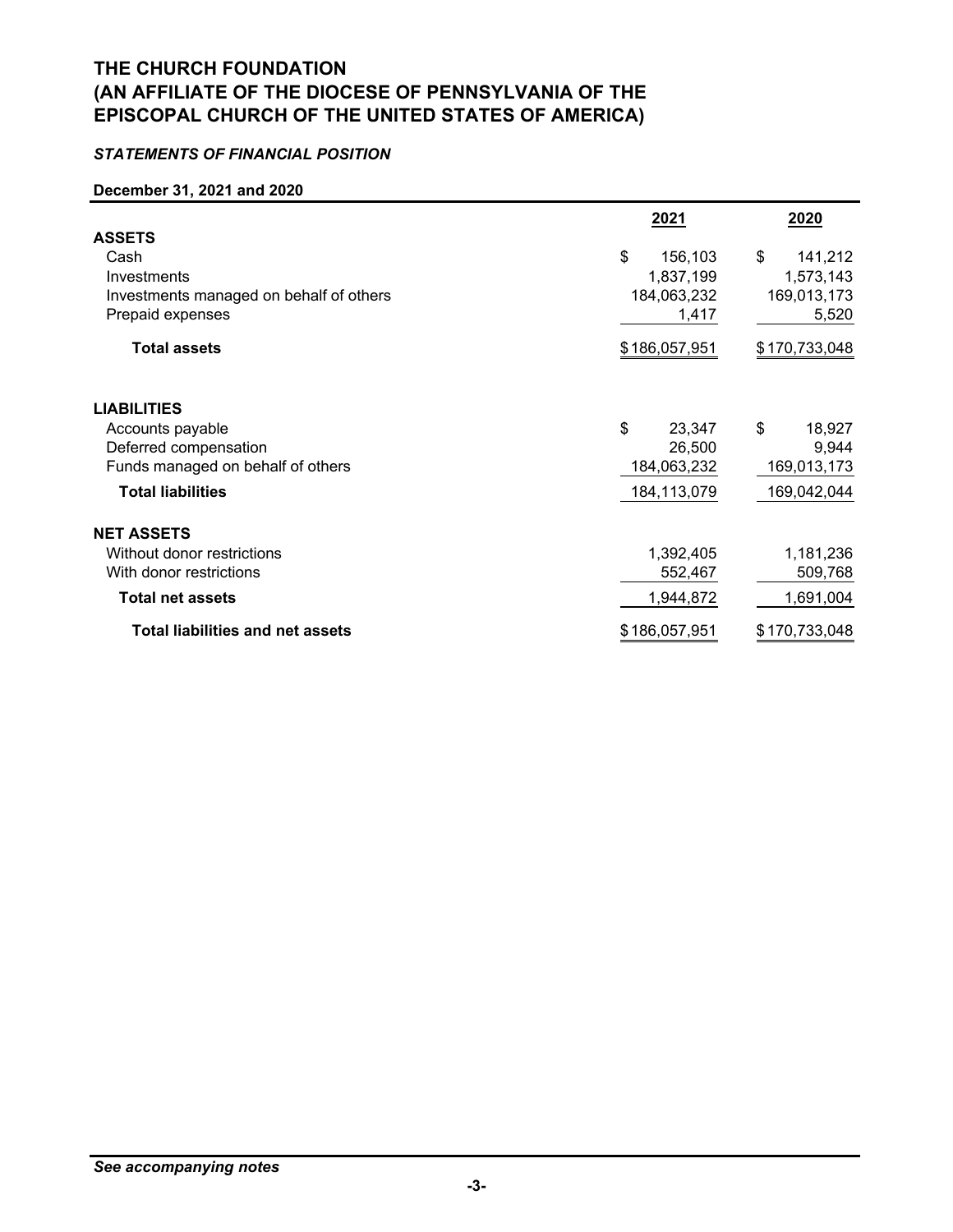# THE CHURCH FOUNDATION
# (AN AFFILIATE OF THE DIOCESE OF PENNSYLVANIA OF THE EPISCOPAL CHURCH OF THE UNITED STATES OF AMERICA)

***STATEMENTS OF FINANCIAL POSITION***

**December 31, 2021 and 2020**

| | 2021 | 2020 |
|---|---|---|
| **ASSETS** | | |
| Cash | $ 156,103 | $ 141,212 |
| Investments | 1,837,199 | 1,573,143 |
| Investments managed on behalf of others | 184,063,232 | 169,013,173 |
| Prepaid expenses | 1,417 | 5,520 |
| **Total assets** | $ 186,057,951 | $ 170,733,048 |
| **LIABILITIES** | | |
| Accounts payable | $ 23,347 | $ 18,927 |
| Deferred compensation | 26,500 | 9,944 |
| Funds managed on behalf of others | 184,063,232 | 169,013,173 |
| **Total liabilities** | 184,113,079 | 169,042,044 |
| **NET ASSETS** | | |
| Without donor restrictions | 1,392,405 | 1,181,236 |
| With donor restrictions | 552,467 | 509,768 |
| **Total net assets** | 1,944,872 | 1,691,004 |
| **Total liabilities and net assets** | $ 186,057,951 | $ 170,733,048 |

***See accompanying notes***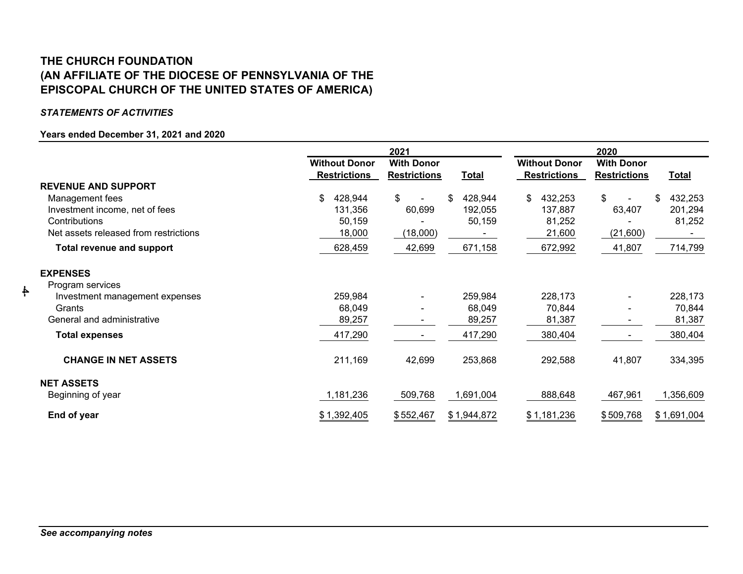**THE CHURCH FOUNDATION**
**(AN AFFILIATE OF THE DIOCESE OF PENNSYLVANIA OF THE EPISCOPAL CHURCH OF THE UNITED STATES OF AMERICA)**

***STATEMENTS OF ACTIVITIES***

**Years ended December 31, 2021 and 2020**

| | 2021 | | | 2020 | | |
|---|---|---|---|---|---|---|
| | **Without Donor Restrictions** | **With Donor Restrictions** | **Total** | **Without Donor Restrictions** | **With Donor Restrictions** | **Total** |
| **REVENUE AND SUPPORT** | | | | | | |
| Management fees | $ 428,944 | $ - | $ 428,944 | $ 432,253 | $ - | $ 432,253 |
| Investment income, net of fees | 131,356 | 60,699 | 192,055 | 137,887 | 63,407 | 201,294 |
| Contributions | 50,159 | - | 50,159 | 81,252 | - | 81,252 |
| Net assets released from restrictions | 18,000 | (18,000) | - | 21,600 | (21,600) | - |
| **Total revenue and support** | 628,459 | 42,699 | 671,158 | 672,992 | 41,807 | 714,799 |
| **EXPENSES** | | | | | | |
| Program services | | | | | | |
| Investment management expenses | 259,984 | - | 259,984 | 228,173 | - | 228,173 |
| Grants | 68,049 | - | 68,049 | 70,844 | - | 70,844 |
| General and administrative | 89,257 | - | 89,257 | 81,387 | - | 81,387 |
| **Total expenses** | 417,290 | - | 417,290 | 380,404 | - | 380,404 |
| **CHANGE IN NET ASSETS** | 211,169 | 42,699 | 253,868 | 292,588 | 41,807 | 334,395 |
| **NET ASSETS** | | | | | | |
| Beginning of year | 1,181,236 | 509,768 | 1,691,004 | 888,648 | 467,961 | 1,356,609 |
| **End of year** | $ 1,392,405 | $ 552,467 | $ 1,944,872 | $ 1,181,236 | $ 509,768 | $ 1,691,004 |

***See accompanying notes***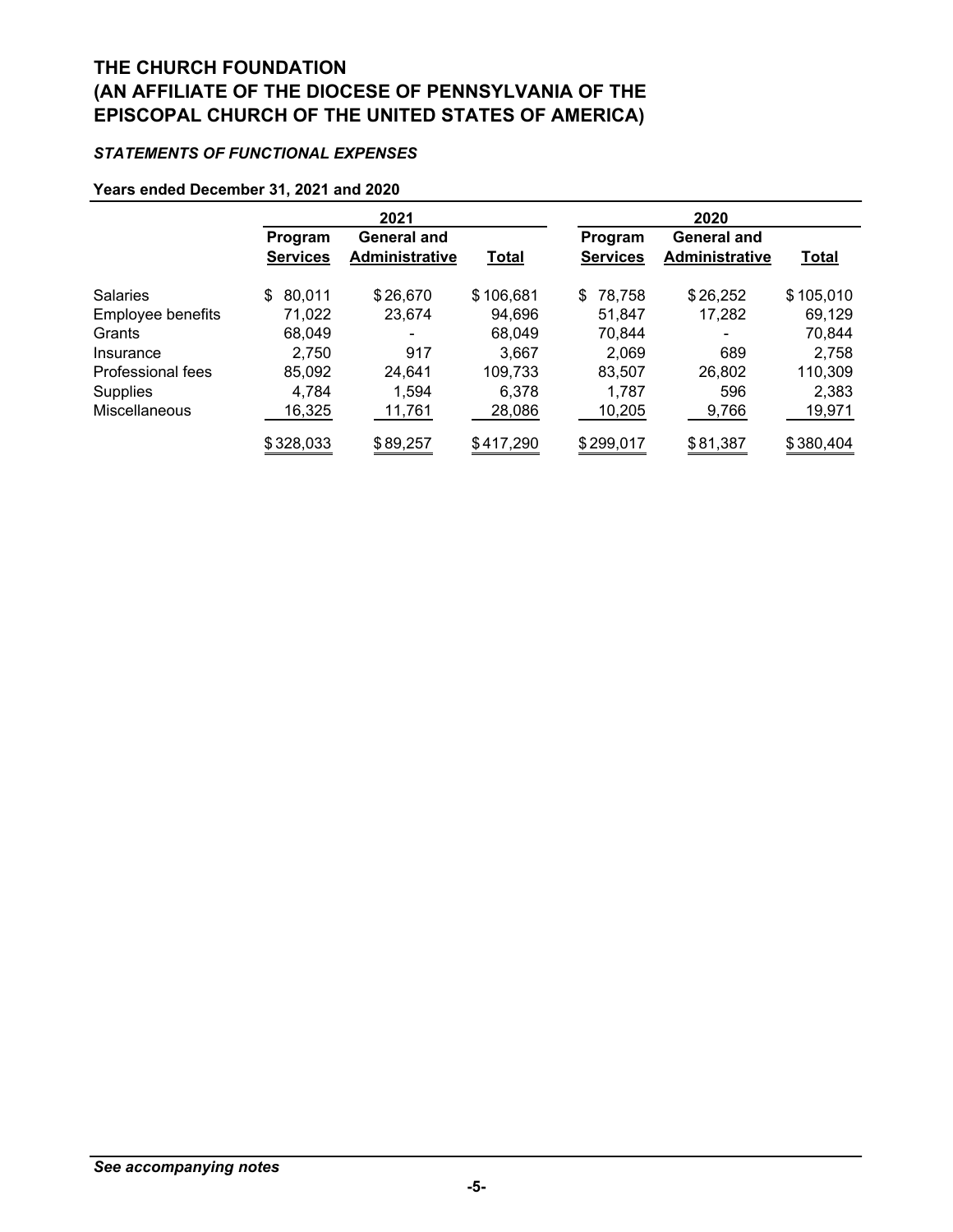# THE CHURCH FOUNDATION
# (AN AFFILIATE OF THE DIOCESE OF PENNSYLVANIA OF THE EPISCOPAL CHURCH OF THE UNITED STATES OF AMERICA)

***STATEMENTS OF FUNCTIONAL EXPENSES***

**Years ended December 31, 2021 and 2020**

| | 2021 | | | 2020 | | |
|---|---|---|---|---|---|---|
| | **Program Services** | **General and Administrative** | **Total** | **Program Services** | **General and Administrative** | **Total** |
| Salaries | $ 80,011 | $ 26,670 | $ 106,681 | $ 78,758 | $ 26,252 | $ 105,010 |
| Employee benefits | 71,022 | 23,674 | 94,696 | 51,847 | 17,282 | 69,129 |
| Grants | 68,049 | - | 68,049 | 70,844 | - | 70,844 |
| Insurance | 2,750 | 917 | 3,667 | 2,069 | 689 | 2,758 |
| Professional fees | 85,092 | 24,641 | 109,733 | 83,507 | 26,802 | 110,309 |
| Supplies | 4,784 | 1,594 | 6,378 | 1,787 | 596 | 2,383 |
| Miscellaneous | 16,325 | 11,761 | 28,086 | 10,205 | 9,766 | 19,971 |
| | $ 328,033 | $ 89,257 | $ 417,290 | $ 299,017 | $ 81,387 | $ 380,404 |

*See accompanying notes*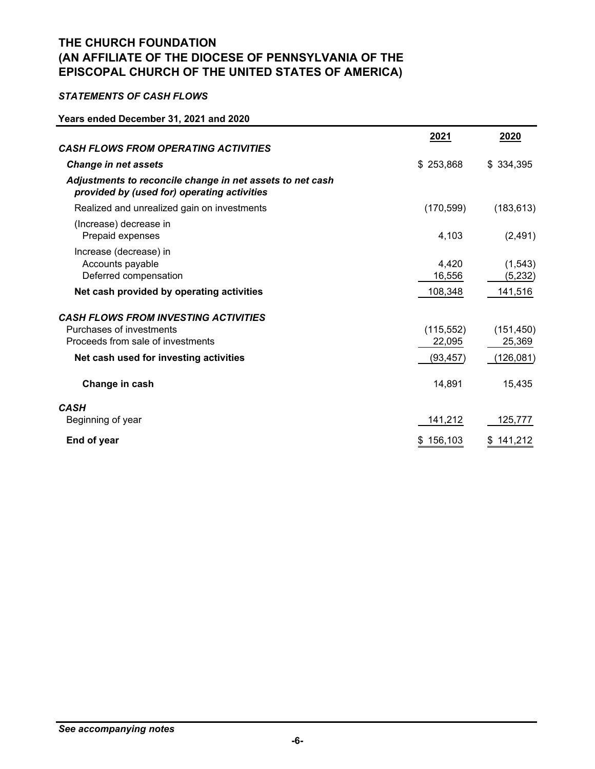# THE CHURCH FOUNDATION
# (AN AFFILIATE OF THE DIOCESE OF PENNSYLVANIA OF THE EPISCOPAL CHURCH OF THE UNITED STATES OF AMERICA)

### *STATEMENTS OF CASH FLOWS*

**Years ended December 31, 2021 and 2020**

| | 2021 | 2020 |
|---|---|---|
| ***CASH FLOWS FROM OPERATING ACTIVITIES*** | | |
| ***Change in net assets*** | $ 253,868 | $ 334,395 |
| ***Adjustments to reconcile change in net assets to net cash provided by (used for) operating activities*** | | |
| Realized and unrealized gain on investments | (170,599) | (183,613) |
| (Increase) decrease in | | |
| Prepaid expenses | 4,103 | (2,491) |
| Increase (decrease) in | | |
| Accounts payable | 4,420 | (1,543) |
| Deferred compensation | 16,556 | (5,232) |
| **Net cash provided by operating activities** | 108,348 | 141,516 |
| ***CASH FLOWS FROM INVESTING ACTIVITIES*** | | |
| Purchases of investments | (115,552) | (151,450) |
| Proceeds from sale of investments | 22,095 | 25,369 |
| **Net cash used for investing activities** | (93,457) | (126,081) |
| **Change in cash** | 14,891 | 15,435 |
| ***CASH*** | | |
| Beginning of year | 141,212 | 125,777 |
| **End of year** | $ 156,103 | $ 141,212 |

***See accompanying notes***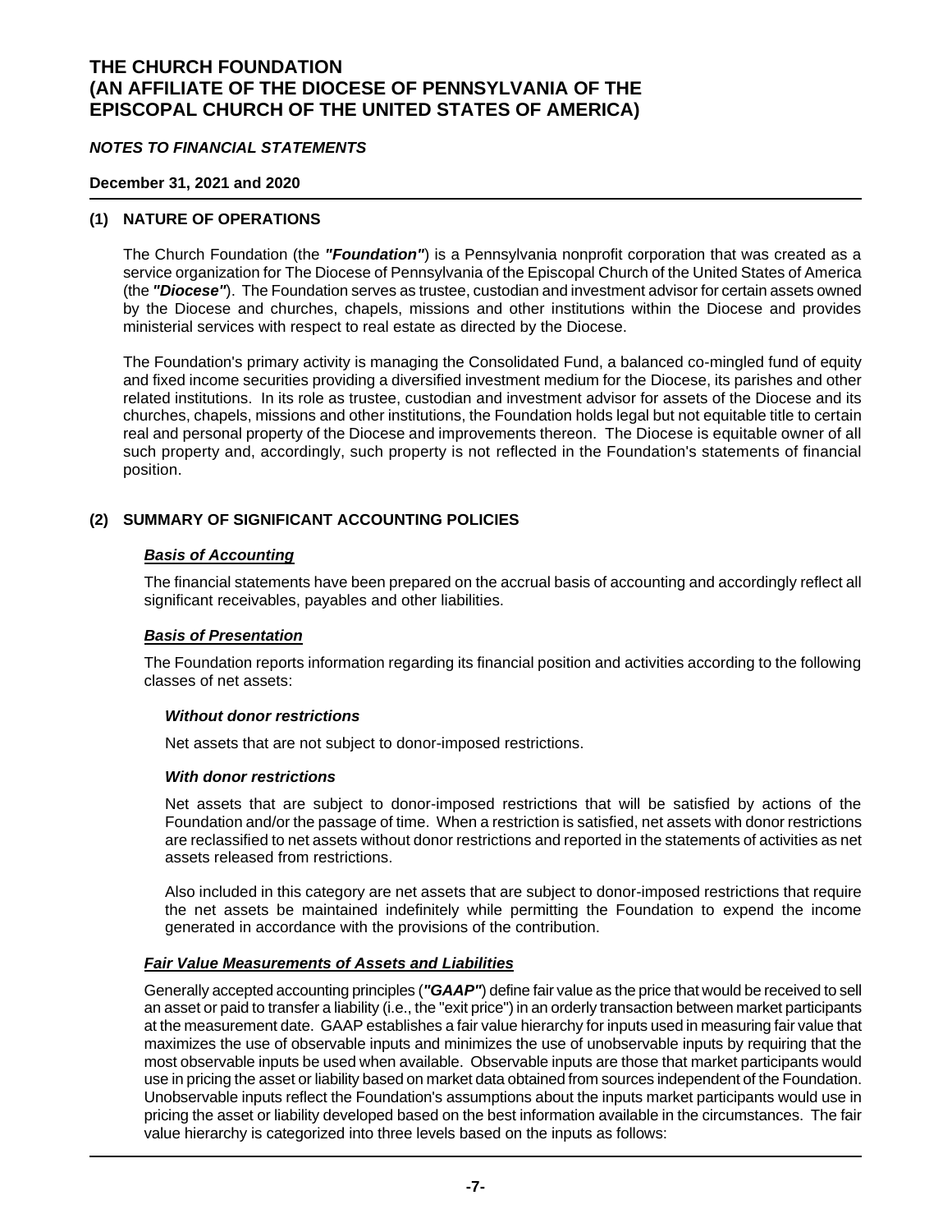# THE CHURCH FOUNDATION (AN AFFILIATE OF THE DIOCESE OF PENNSYLVANIA OF THE EPISCOPAL CHURCH OF THE UNITED STATES OF AMERICA)

***NOTES TO FINANCIAL STATEMENTS***

**December 31, 2021 and 2020**

## (1) NATURE OF OPERATIONS

The Church Foundation (the ***"Foundation"***) is a Pennsylvania nonprofit corporation that was created as a service organization for The Diocese of Pennsylvania of the Episcopal Church of the United States of America (the ***"Diocese"***). The Foundation serves as trustee, custodian and investment advisor for certain assets owned by the Diocese and churches, chapels, missions and other institutions within the Diocese and provides ministerial services with respect to real estate as directed by the Diocese.

The Foundation's primary activity is managing the Consolidated Fund, a balanced co-mingled fund of equity and fixed income securities providing a diversified investment medium for the Diocese, its parishes and other related institutions. In its role as trustee, custodian and investment advisor for assets of the Diocese and its churches, chapels, missions and other institutions, the Foundation holds legal but not equitable title to certain real and personal property of the Diocese and improvements thereon. The Diocese is equitable owner of all such property and, accordingly, such property is not reflected in the Foundation's statements of financial position.

## (2) SUMMARY OF SIGNIFICANT ACCOUNTING POLICIES

***Basis of Accounting***

The financial statements have been prepared on the accrual basis of accounting and accordingly reflect all significant receivables, payables and other liabilities.

***Basis of Presentation***

The Foundation reports information regarding its financial position and activities according to the following classes of net assets:

***Without donor restrictions***

Net assets that are not subject to donor-imposed restrictions.

***With donor restrictions***

Net assets that are subject to donor-imposed restrictions that will be satisfied by actions of the Foundation and/or the passage of time. When a restriction is satisfied, net assets with donor restrictions are reclassified to net assets without donor restrictions and reported in the statements of activities as net assets released from restrictions.

Also included in this category are net assets that are subject to donor-imposed restrictions that require the net assets be maintained indefinitely while permitting the Foundation to expend the income generated in accordance with the provisions of the contribution.

***Fair Value Measurements of Assets and Liabilities***

Generally accepted accounting principles (***"GAAP"***) define fair value as the price that would be received to sell an asset or paid to transfer a liability (i.e., the "exit price") in an orderly transaction between market participants at the measurement date. GAAP establishes a fair value hierarchy for inputs used in measuring fair value that maximizes the use of observable inputs and minimizes the use of unobservable inputs by requiring that the most observable inputs be used when available. Observable inputs are those that market participants would use in pricing the asset or liability based on market data obtained from sources independent of the Foundation. Unobservable inputs reflect the Foundation's assumptions about the inputs market participants would use in pricing the asset or liability developed based on the best information available in the circumstances. The fair value hierarchy is categorized into three levels based on the inputs as follows: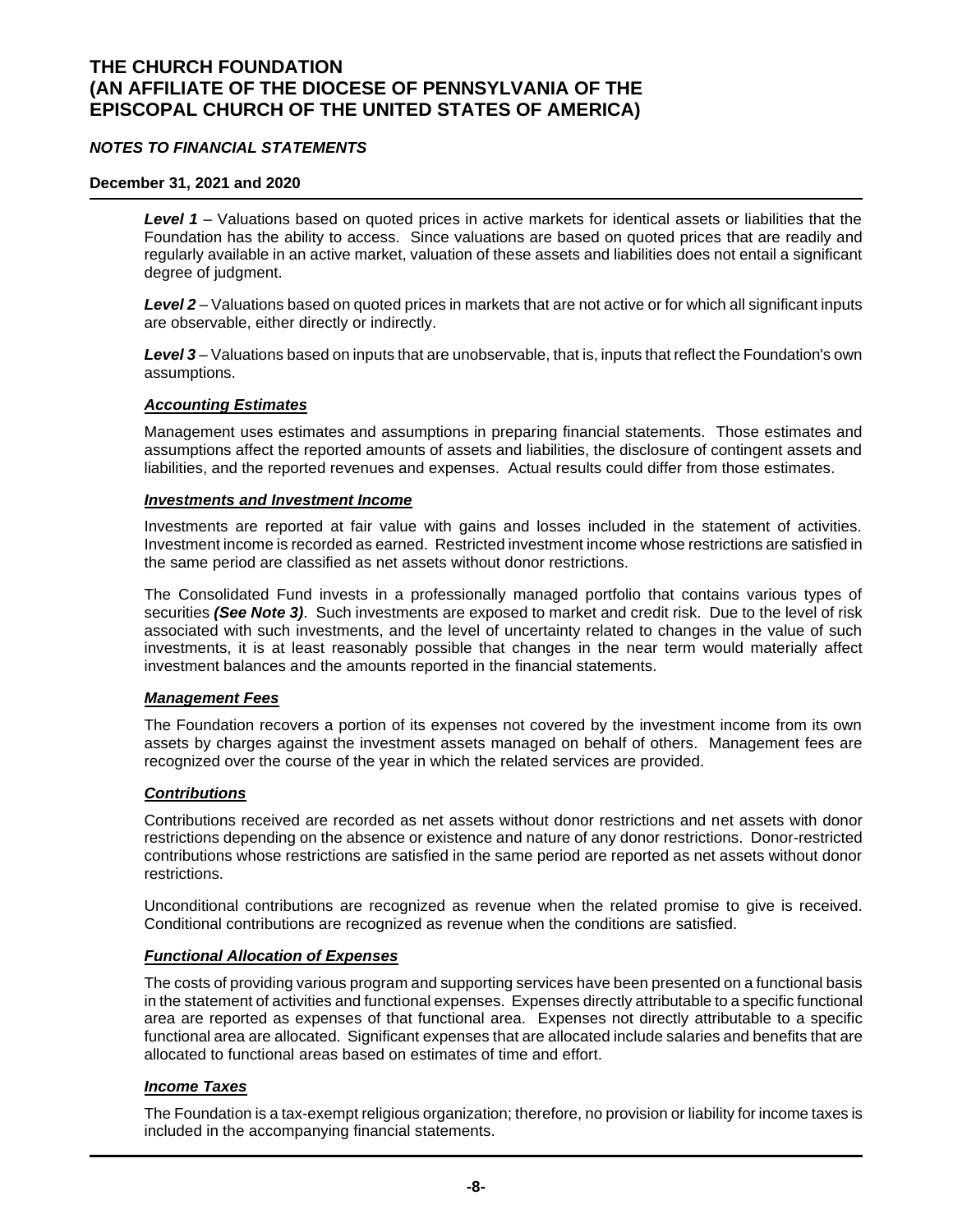***Level 1*** – Valuations based on quoted prices in active markets for identical assets or liabilities that the Foundation has the ability to access. Since valuations are based on quoted prices that are readily and regularly available in an active market, valuation of these assets and liabilities does not entail a significant degree of judgment.

***Level 2*** – Valuations based on quoted prices in markets that are not active or for which all significant inputs are observable, either directly or indirectly.

***Level 3*** – Valuations based on inputs that are unobservable, that is, inputs that reflect the Foundation's own assumptions.

***Accounting Estimates***

Management uses estimates and assumptions in preparing financial statements. Those estimates and assumptions affect the reported amounts of assets and liabilities, the disclosure of contingent assets and liabilities, and the reported revenues and expenses. Actual results could differ from those estimates.

***Investments and Investment Income***

Investments are reported at fair value with gains and losses included in the statement of activities. Investment income is recorded as earned. Restricted investment income whose restrictions are satisfied in the same period are classified as net assets without donor restrictions.

The Consolidated Fund invests in a professionally managed portfolio that contains various types of securities ***(See Note 3)***. Such investments are exposed to market and credit risk. Due to the level of risk associated with such investments, and the level of uncertainty related to changes in the value of such investments, it is at least reasonably possible that changes in the near term would materially affect investment balances and the amounts reported in the financial statements.

***Management Fees***

The Foundation recovers a portion of its expenses not covered by the investment income from its own assets by charges against the investment assets managed on behalf of others. Management fees are recognized over the course of the year in which the related services are provided.

***Contributions***

Contributions received are recorded as net assets without donor restrictions and net assets with donor restrictions depending on the absence or existence and nature of any donor restrictions. Donor-restricted contributions whose restrictions are satisfied in the same period are reported as net assets without donor restrictions.

Unconditional contributions are recognized as revenue when the related promise to give is received. Conditional contributions are recognized as revenue when the conditions are satisfied.

***Functional Allocation of Expenses***

The costs of providing various program and supporting services have been presented on a functional basis in the statement of activities and functional expenses. Expenses directly attributable to a specific functional area are reported as expenses of that functional area. Expenses not directly attributable to a specific functional area are allocated. Significant expenses that are allocated include salaries and benefits that are allocated to functional areas based on estimates of time and effort.

***Income Taxes***

The Foundation is a tax-exempt religious organization; therefore, no provision or liability for income taxes is included in the accompanying financial statements.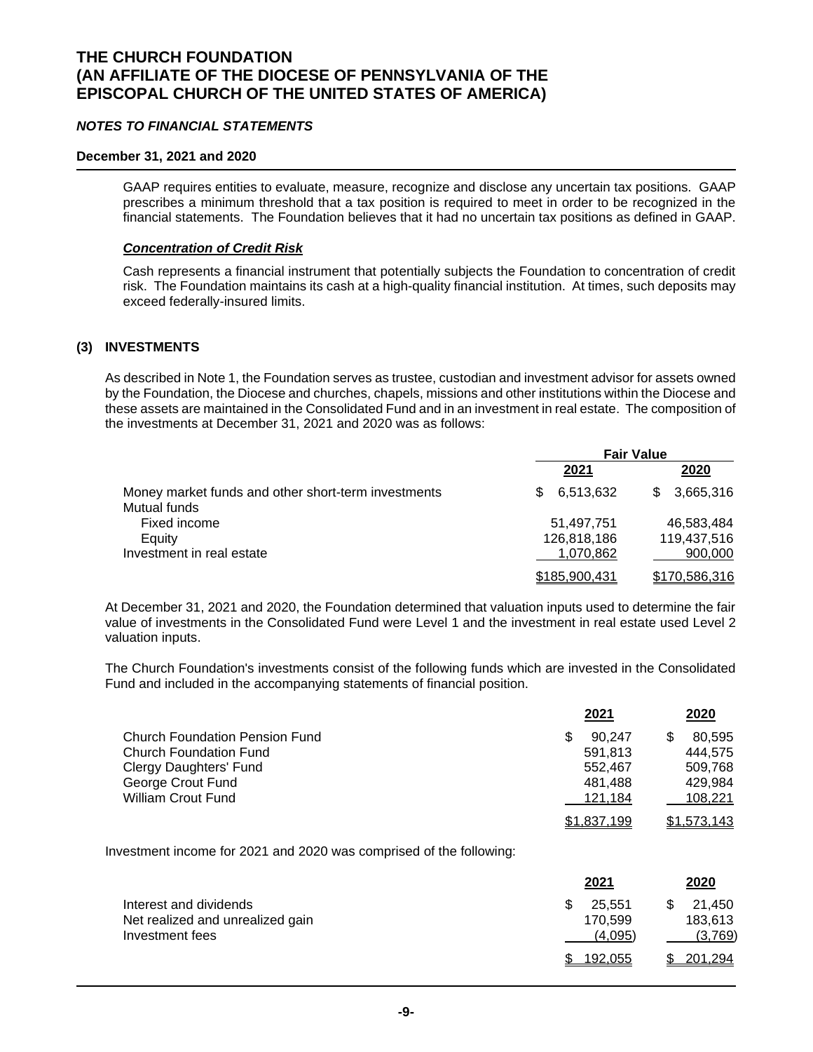GAAP requires entities to evaluate, measure, recognize and disclose any uncertain tax positions. GAAP prescribes a minimum threshold that a tax position is required to meet in order to be recognized in the financial statements. The Foundation believes that it had no uncertain tax positions as defined in GAAP.

***Concentration of Credit Risk***

Cash represents a financial instrument that potentially subjects the Foundation to concentration of credit risk. The Foundation maintains its cash at a high-quality financial institution. At times, such deposits may exceed federally-insured limits.

## (3) INVESTMENTS

As described in Note 1, the Foundation serves as trustee, custodian and investment advisor for assets owned by the Foundation, the Diocese and churches, chapels, missions and other institutions within the Diocese and these assets are maintained in the Consolidated Fund and in an investment in real estate. The composition of the investments at December 31, 2021 and 2020 was as follows:

| | Fair Value | |
|---|---|---|
| | 2021 | 2020 |
| Money market funds and other short-term investments | $ 6,513,632 | $ 3,665,316 |
| Mutual funds | | |
| Fixed income | 51,497,751 | 46,583,484 |
| Equity | 126,818,186 | 119,437,516 |
| Investment in real estate | 1,070,862 | 900,000 |
| | $185,900,431 | $170,586,316 |

At December 31, 2021 and 2020, the Foundation determined that valuation inputs used to determine the fair value of investments in the Consolidated Fund were Level 1 and the investment in real estate used Level 2 valuation inputs.

The Church Foundation's investments consist of the following funds which are invested in the Consolidated Fund and included in the accompanying statements of financial position.

| | 2021 | 2020 |
|---|---|---|
| Church Foundation Pension Fund | $ 90,247 | $ 80,595 |
| Church Foundation Fund | 591,813 | 444,575 |
| Clergy Daughters' Fund | 552,467 | 509,768 |
| George Crout Fund | 481,488 | 429,984 |
| William Crout Fund | 121,184 | 108,221 |
| | $1,837,199 | $1,573,143 |

Investment income for 2021 and 2020 was comprised of the following:

| | 2021 | 2020 |
|---|---|---|
| Interest and dividends | $ 25,551 | $ 21,450 |
| Net realized and unrealized gain | 170,599 | 183,613 |
| Investment fees | (4,095) | (3,769) |
| | $ 192,055 | $ 201,294 |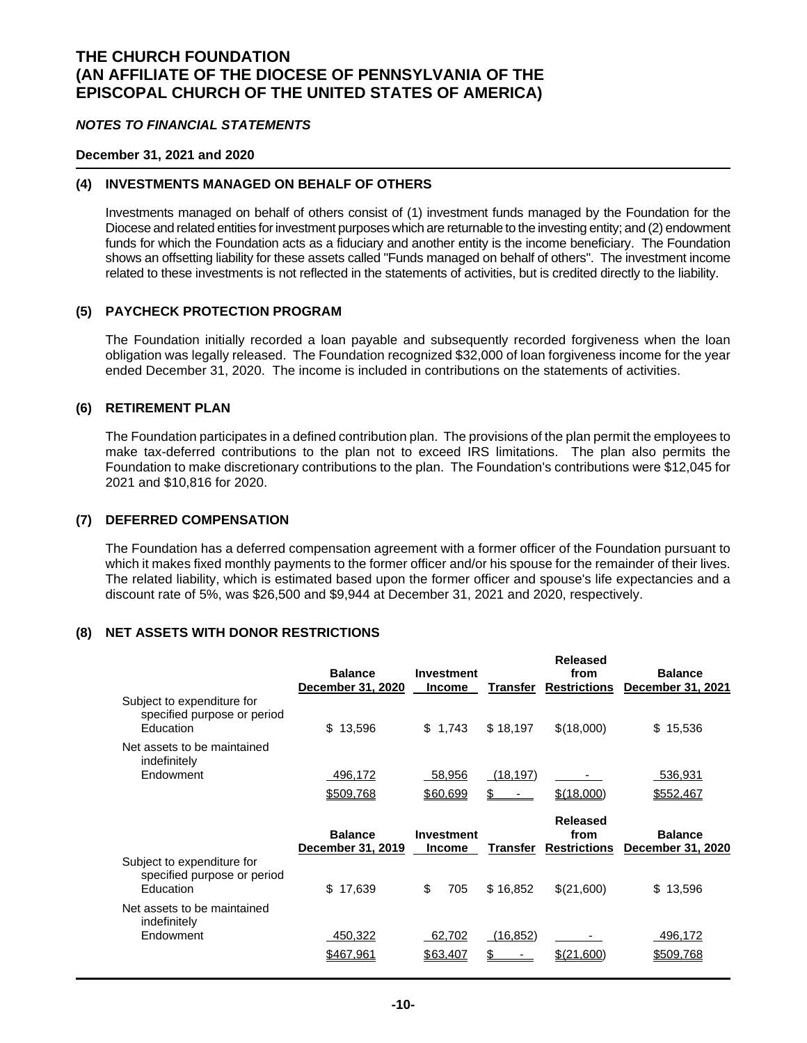# THE CHURCH FOUNDATION (AN AFFILIATE OF THE DIOCESE OF PENNSYLVANIA OF THE EPISCOPAL CHURCH OF THE UNITED STATES OF AMERICA)

***NOTES TO FINANCIAL STATEMENTS***

**December 31, 2021 and 2020**

## (4) INVESTMENTS MANAGED ON BEHALF OF OTHERS

Investments managed on behalf of others consist of (1) investment funds managed by the Foundation for the Diocese and related entities for investment purposes which are returnable to the investing entity; and (2) endowment funds for which the Foundation acts as a fiduciary and another entity is the income beneficiary. The Foundation shows an offsetting liability for these assets called "Funds managed on behalf of others". The investment income related to these investments is not reflected in the statements of activities, but is credited directly to the liability.

## (5) PAYCHECK PROTECTION PROGRAM

The Foundation initially recorded a loan payable and subsequently recorded forgiveness when the loan obligation was legally released. The Foundation recognized $32,000 of loan forgiveness income for the year ended December 31, 2020. The income is included in contributions on the statements of activities.

## (6) RETIREMENT PLAN

The Foundation participates in a defined contribution plan. The provisions of the plan permit the employees to make tax-deferred contributions to the plan not to exceed IRS limitations. The plan also permits the Foundation to make discretionary contributions to the plan. The Foundation's contributions were $12,045 for 2021 and $10,816 for 2020.

## (7) DEFERRED COMPENSATION

The Foundation has a deferred compensation agreement with a former officer of the Foundation pursuant to which it makes fixed monthly payments to the former officer and/or his spouse for the remainder of their lives. The related liability, which is estimated based upon the former officer and spouse's life expectancies and a discount rate of 5%, was $26,500 and $9,944 at December 31, 2021 and 2020, respectively.

## (8) NET ASSETS WITH DONOR RESTRICTIONS

| | Balance December 31, 2020 | Investment Income | Transfer | Released from Restrictions | Balance December 31, 2021 |
|---|---|---|---|---|---|
| Subject to expenditure for specified purpose or period | | | | | |
| Education | $ 13,596 | $ 1,743 | $ 18,197 | $(18,000) | $ 15,536 |
| Net assets to be maintained indefinitely | | | | | |
| Endowment | 496,172 | 58,956 | (18,197) | - | 536,931 |
| | $509,768 | $60,699 | $ - | $(18,000) | $552,467 |

| | Balance December 31, 2019 | Investment Income | Transfer | Released from Restrictions | Balance December 31, 2020 |
|---|---|---|---|---|---|
| Subject to expenditure for specified purpose or period | | | | | |
| Education | $ 17,639 | $ 705 | $ 16,852 | $(21,600) | $ 13,596 |
| Net assets to be maintained indefinitely | | | | | |
| Endowment | 450,322 | 62,702 | (16,852) | - | 496,172 |
| | $467,961 | $63,407 | $ - | $(21,600) | $509,768 |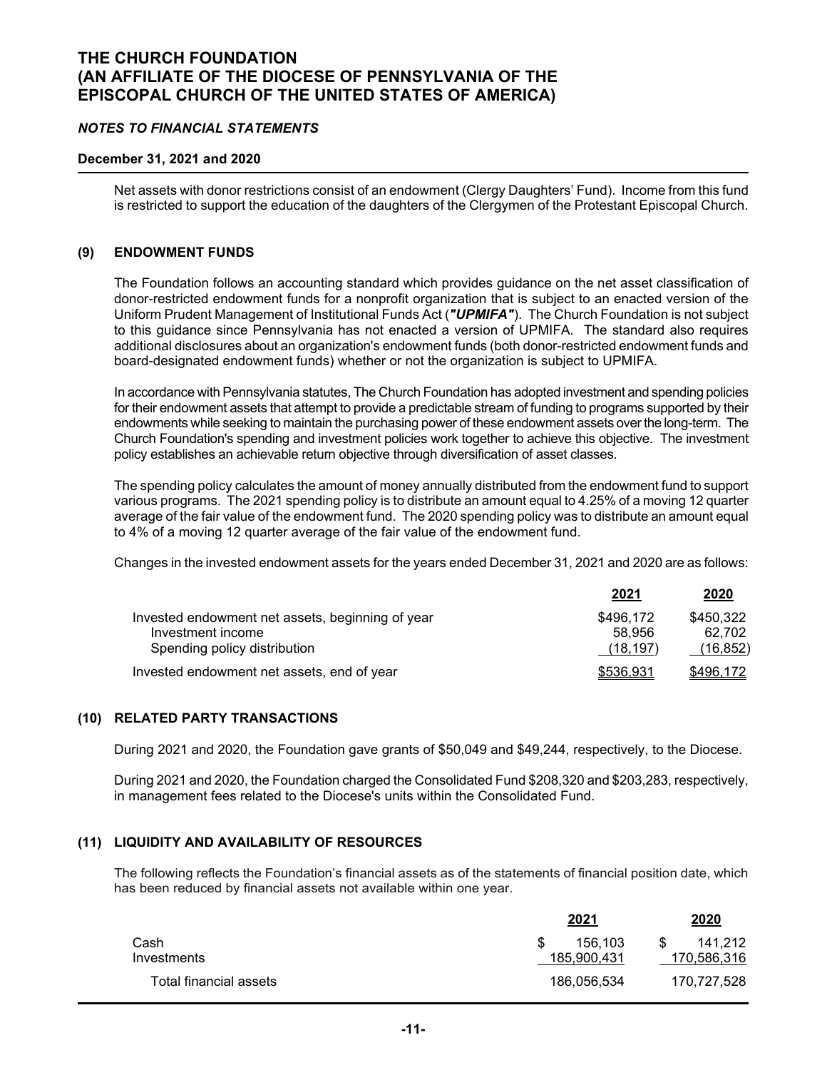Net assets with donor restrictions consist of an endowment (Clergy Daughters' Fund). Income from this fund is restricted to support the education of the daughters of the Clergymen of the Protestant Episcopal Church.

## (9) ENDOWMENT FUNDS

The Foundation follows an accounting standard which provides guidance on the net asset classification of donor-restricted endowment funds for a nonprofit organization that is subject to an enacted version of the Uniform Prudent Management of Institutional Funds Act (***"UPMIFA"***). The Church Foundation is not subject to this guidance since Pennsylvania has not enacted a version of UPMIFA. The standard also requires additional disclosures about an organization's endowment funds (both donor-restricted endowment funds and board-designated endowment funds) whether or not the organization is subject to UPMIFA.

In accordance with Pennsylvania statutes, The Church Foundation has adopted investment and spending policies for their endowment assets that attempt to provide a predictable stream of funding to programs supported by their endowments while seeking to maintain the purchasing power of these endowment assets over the long-term. The Church Foundation's spending and investment policies work together to achieve this objective. The investment policy establishes an achievable return objective through diversification of asset classes.

The spending policy calculates the amount of money annually distributed from the endowment fund to support various programs. The 2021 spending policy is to distribute an amount equal to 4.25% of a moving 12 quarter average of the fair value of the endowment fund. The 2020 spending policy was to distribute an amount equal to 4% of a moving 12 quarter average of the fair value of the endowment fund.

Changes in the invested endowment assets for the years ended December 31, 2021 and 2020 are as follows:

| | 2021 | 2020 |
|---|---|---|
| Invested endowment net assets, beginning of year | $496,172 | $450,322 |
| Investment income | 58,956 | 62,702 |
| Spending policy distribution | (18,197) | (16,852) |
| Invested endowment net assets, end of year | $536,931 | $496,172 |

## (10) RELATED PARTY TRANSACTIONS

During 2021 and 2020, the Foundation gave grants of $50,049 and $49,244, respectively, to the Diocese.

During 2021 and 2020, the Foundation charged the Consolidated Fund $208,320 and $203,283, respectively, in management fees related to the Diocese's units within the Consolidated Fund.

## (11) LIQUIDITY AND AVAILABILITY OF RESOURCES

The following reflects the Foundation's financial assets as of the statements of financial position date, which has been reduced by financial assets not available within one year.

| | 2021 | 2020 |
|---|---|---|
| Cash | $ 156,103 | $ 141,212 |
| Investments | 185,900,431 | 170,586,316 |
| Total financial assets | 186,056,534 | 170,727,528 |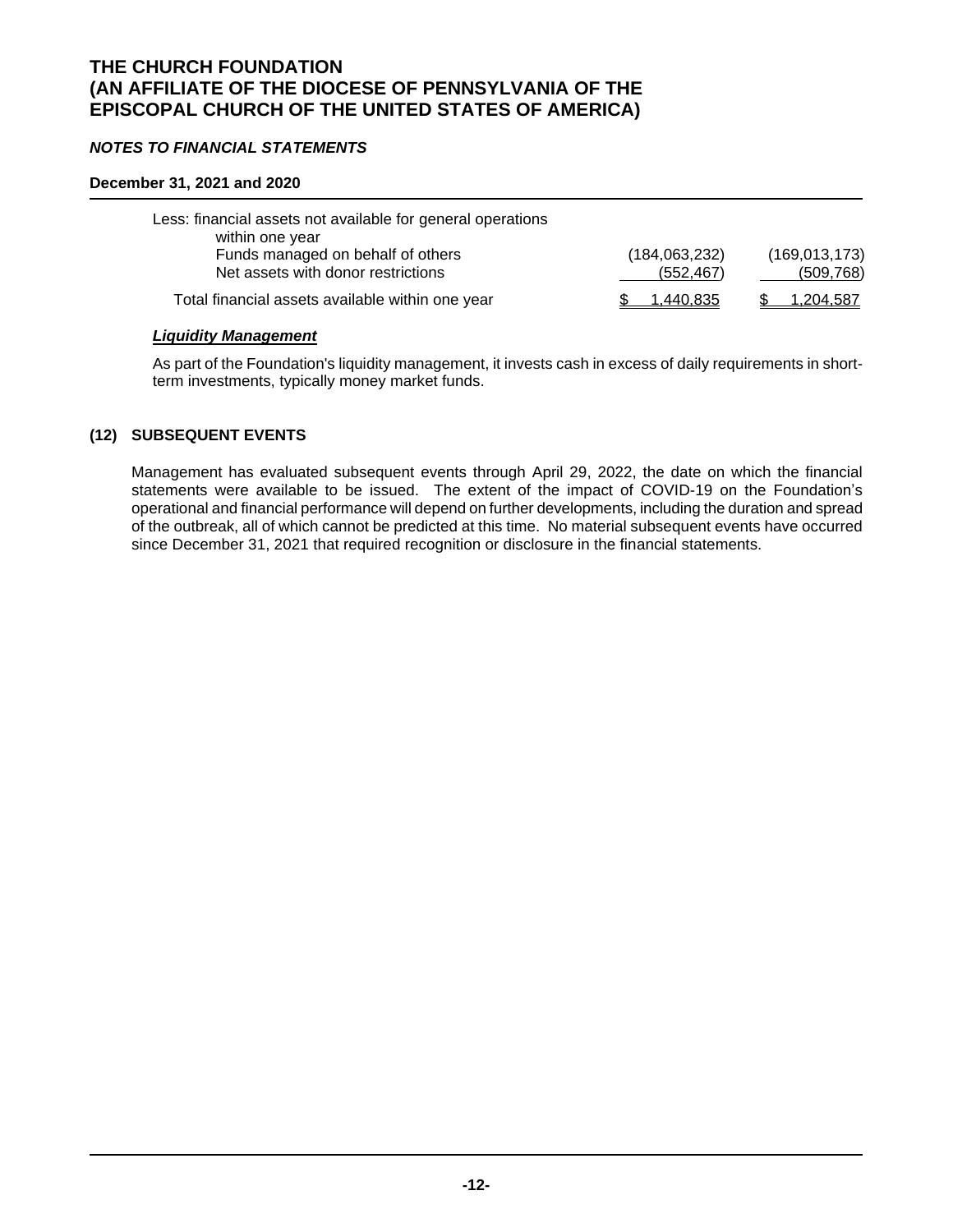| | 2021 | 2020 |
| --- | --- | --- |
| Less: financial assets not available for general operations within one year | | |
| Funds managed on behalf of others | (184,063,232) | (169,013,173) |
| Net assets with donor restrictions | (552,467) | (509,768) |
| Total financial assets available within one year | $ 1,440,835 | $ 1,204,587 |

***Liquidity Management***

As part of the Foundation's liquidity management, it invests cash in excess of daily requirements in short-term investments, typically money market funds.

## (12) SUBSEQUENT EVENTS

Management has evaluated subsequent events through April 29, 2022, the date on which the financial statements were available to be issued. The extent of the impact of COVID-19 on the Foundation's operational and financial performance will depend on further developments, including the duration and spread of the outbreak, all of which cannot be predicted at this time. No material subsequent events have occurred since December 31, 2021 that required recognition or disclosure in the financial statements.